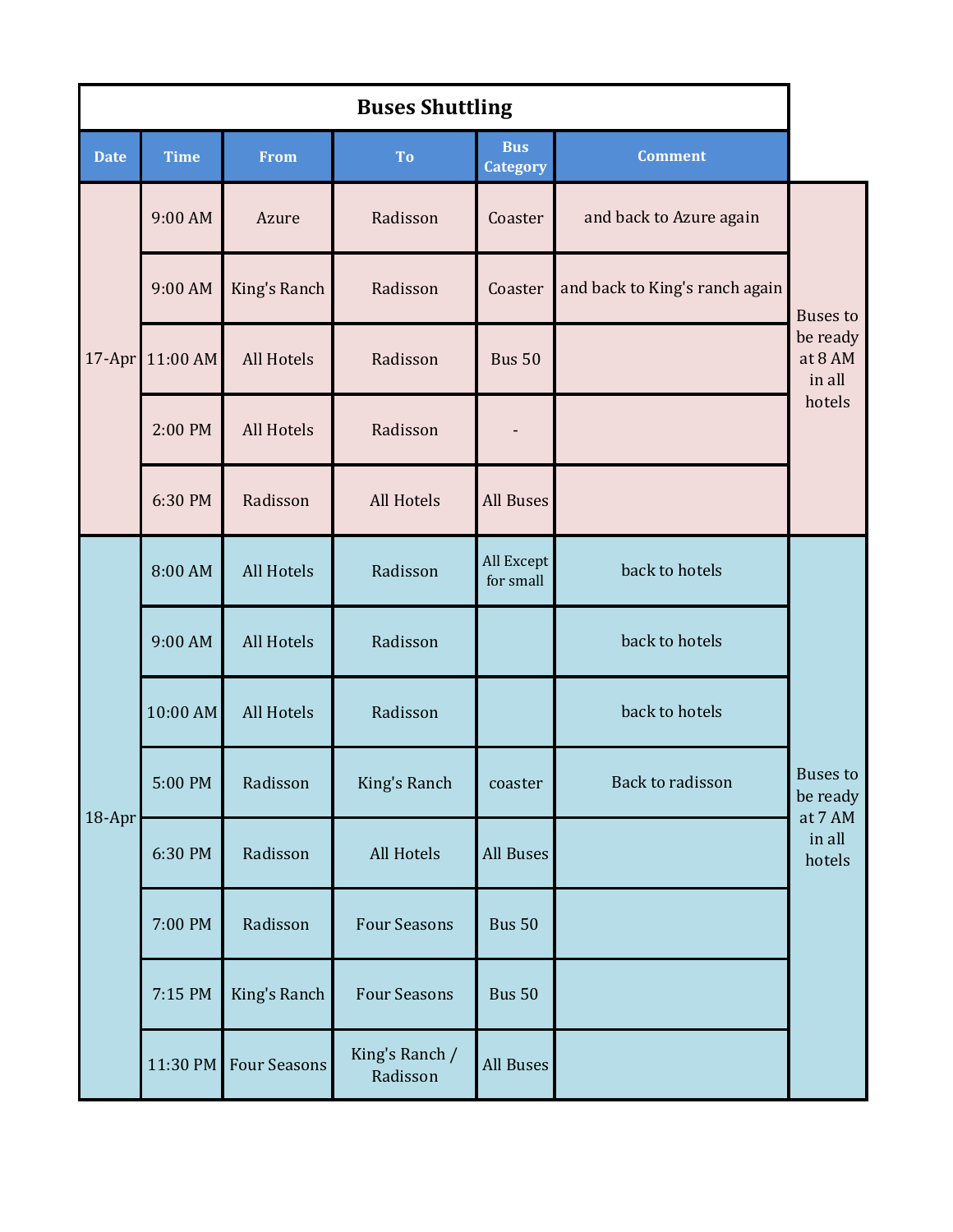## Buses Shuttling

| Date | Time | From | To | Bus Category | Comment | |
|---|---|---|---|---|---|---|
| 17-Apr | 9:00 AM | Azure | Radisson | Coaster | and back to Azure again | Buses to be ready at 8 AM in all hotels |
| | 9:00 AM | King's Ranch | Radisson | Coaster | and back to King's ranch again | |
| | 11:00 AM | All Hotels | Radisson | Bus 50 | | |
| | 2:00 PM | All Hotels | Radisson | - | | |
| | 6:30 PM | Radisson | All Hotels | All Buses | | |
| 18-Apr | 8:00 AM | All Hotels | Radisson | All Except for small | back to hotels | Buses to be ready at 7 AM in all hotels |
| | 9:00 AM | All Hotels | Radisson | | back to hotels | |
| | 10:00 AM | All Hotels | Radisson | | back to hotels | |
| | 5:00 PM | Radisson | King's Ranch | coaster | Back to radisson | |
| | 6:30 PM | Radisson | All Hotels | All Buses | | |
| | 7:00 PM | Radisson | Four Seasons | Bus 50 | | |
| | 7:15 PM | King's Ranch | Four Seasons | Bus 50 | | |
| | 11:30 PM | Four Seasons | King's Ranch / Radisson | All Buses | | |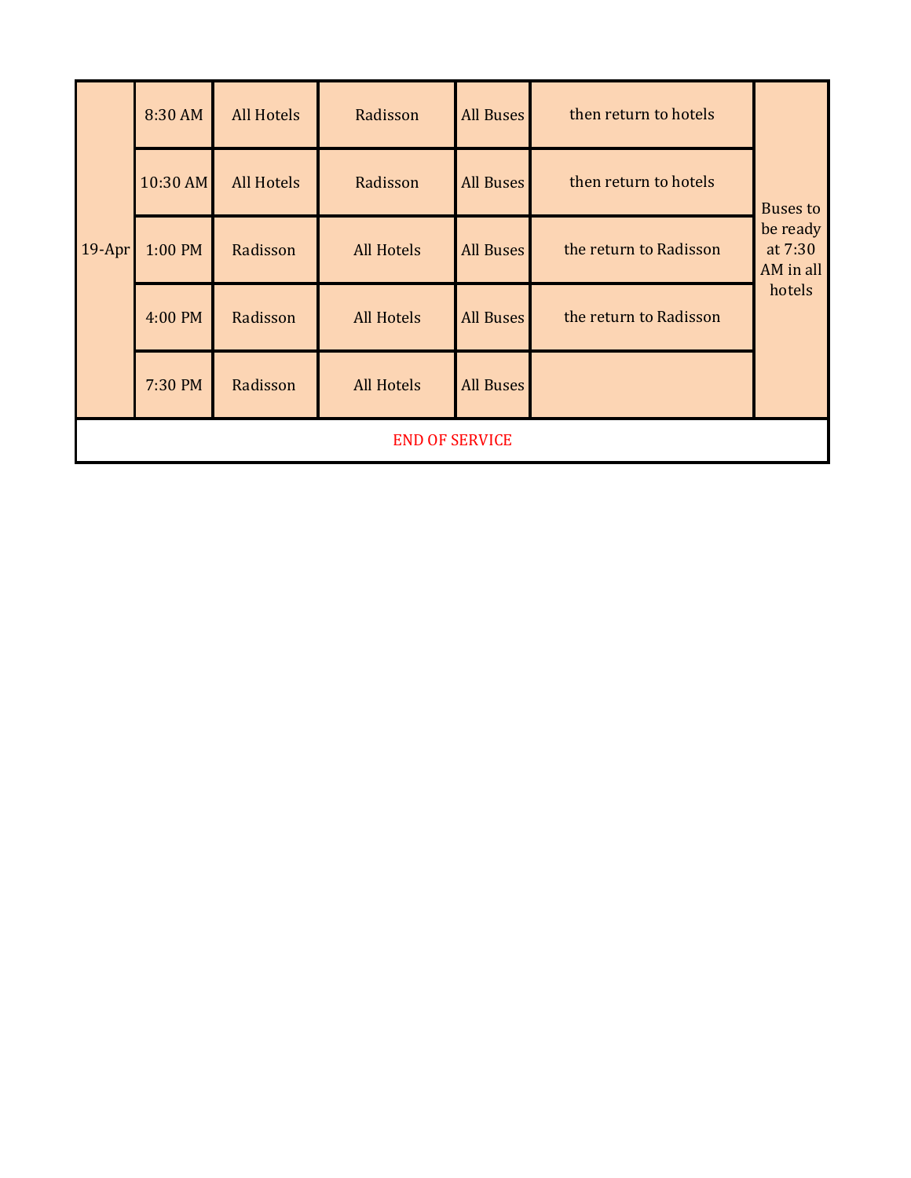| | | | | | | |
|---|---|---|---|---|---|---|
| 19-Apr | 8:30 AM | All Hotels | Radisson | All Buses | then return to hotels | Buses to be ready at 7:30 AM in all hotels |
| | 10:30 AM | All Hotels | Radisson | All Buses | then return to hotels | |
| | 1:00 PM | Radisson | All Hotels | All Buses | the return to Radisson | |
| | 4:00 PM | Radisson | All Hotels | All Buses | the return to Radisson | |
| | 7:30 PM | Radisson | All Hotels | All Buses | | |
| END OF SERVICE | | | | | | |